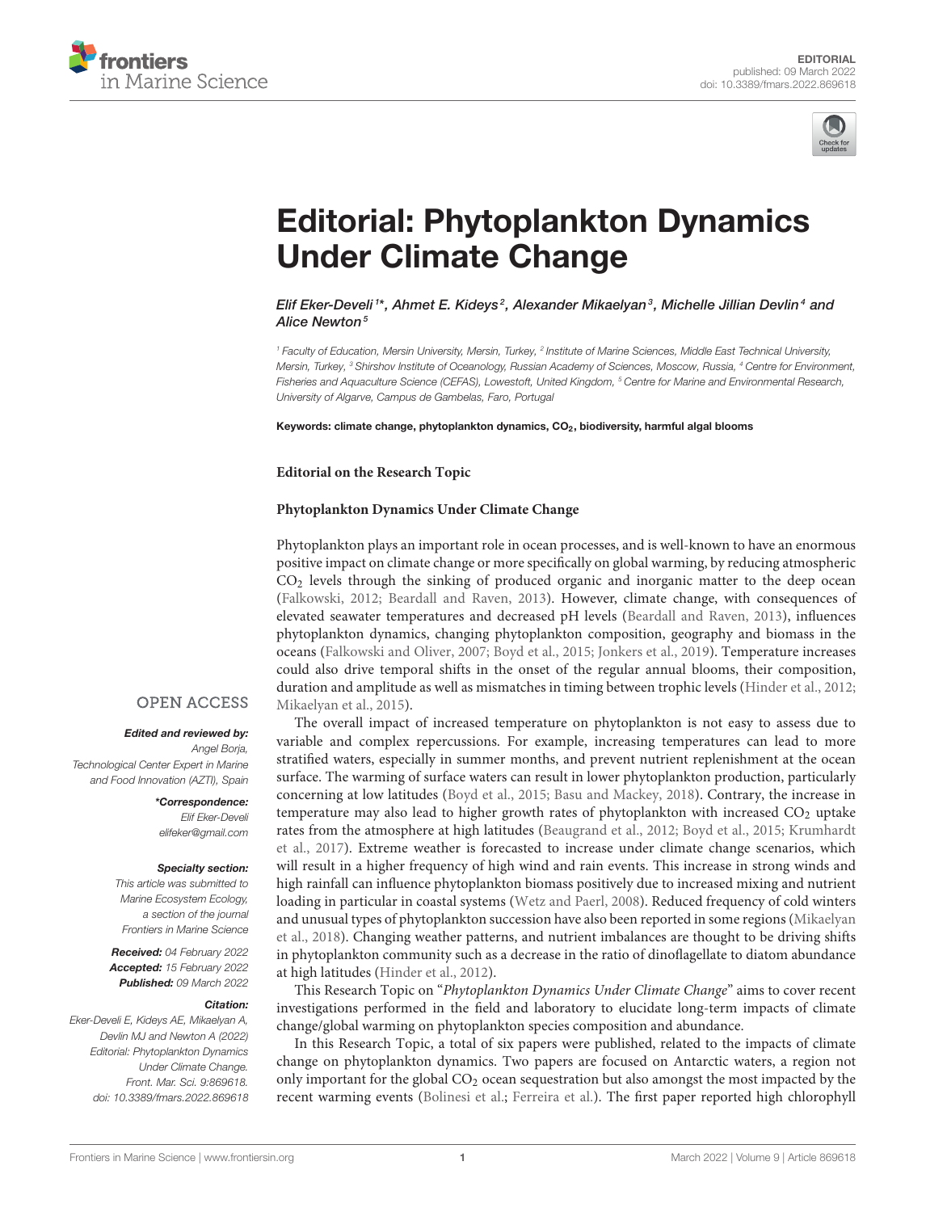EDITORIAL
published: 09 March 2022
doi: 10.3389/fmars.2022.869618

# Editorial: Phytoplankton Dynamics Under Climate Change

*Elif Eker-Develi[1]\*, Ahmet E. Kideys[2], Alexander Mikaelyan[3], Michelle Jillian Devlin[4] and Alice Newton[5]*

[1] Faculty of Education, Mersin University, Mersin, Turkey, [2] Institute of Marine Sciences, Middle East Technical University, Mersin, Turkey, [3] Shirshov Institute of Oceanology, Russian Academy of Sciences, Moscow, Russia, [4] Centre for Environment, Fisheries and Aquaculture Science (CEFAS), Lowestoft, United Kingdom, [5] Centre for Marine and Environmental Research, University of Algarve, Campus de Gambelas, Faro, Portugal

**Keywords: climate change, phytoplankton dynamics, $CO_2$, biodiversity, harmful algal blooms**

OPEN ACCESS

***Edited and reviewed by:***
*Angel Borja,*
*Technological Center Expert in Marine and Food Innovation (AZTI), Spain*

***\*Correspondence:***
*Elif Eker-Develi*
*elifeker@gmail.com*

***Specialty section:***
*This article was submitted to Marine Ecosystem Ecology, a section of the journal Frontiers in Marine Science*

***Received:*** *04 February 2022*
***Accepted:*** *15 February 2022*
***Published:*** *09 March 2022*

***Citation:***
*Eker-Develi E, Kideys AE, Mikaelyan A, Devlin MJ and Newton A (2022) Editorial: Phytoplankton Dynamics Under Climate Change. Front. Mar. Sci. 9:869618. doi: 10.3389/fmars.2022.869618*

**Editorial on the Research Topic**

**Phytoplankton Dynamics Under Climate Change**

Phytoplankton plays an important role in ocean processes, and is well-known to have an enormous positive impact on climate change or more specifically on global warming, by reducing atmospheric $CO_2$ levels through the sinking of produced organic and inorganic matter to the deep ocean (Falkowski, 2012; Beardall and Raven, 2013). However, climate change, with consequences of elevated seawater temperatures and decreased pH levels (Beardall and Raven, 2013), influences phytoplankton dynamics, changing phytoplankton composition, geography and biomass in the oceans (Falkowski and Oliver, 2007; Boyd et al., 2015; Jonkers et al., 2019). Temperature increases could also drive temporal shifts in the onset of the regular annual blooms, their composition, duration and amplitude as well as mismatches in timing between trophic levels (Hinder et al., 2012; Mikaelyan et al., 2015).

The overall impact of increased temperature on phytoplankton is not easy to assess due to variable and complex repercussions. For example, increasing temperatures can lead to more stratified waters, especially in summer months, and prevent nutrient replenishment at the ocean surface. The warming of surface waters can result in lower phytoplankton production, particularly concerning at low latitudes (Boyd et al., 2015; Basu and Mackey, 2018). Contrary, the increase in temperature may also lead to higher growth rates of phytoplankton with increased $CO_2$ uptake rates from the atmosphere at high latitudes (Beaugrand et al., 2012; Boyd et al., 2015; Krumhardt et al., 2017). Extreme weather is forecasted to increase under climate change scenarios, which will result in a higher frequency of high wind and rain events. This increase in strong winds and high rainfall can influence phytoplankton biomass positively due to increased mixing and nutrient loading in particular in coastal systems (Wetz and Paerl, 2008). Reduced frequency of cold winters and unusual types of phytoplankton succession have also been reported in some regions (Mikaelyan et al., 2018). Changing weather patterns, and nutrient imbalances are thought to be driving shifts in phytoplankton community such as a decrease in the ratio of dinoflagellate to diatom abundance at high latitudes (Hinder et al., 2012).

This Research Topic on "*Phytoplankton Dynamics Under Climate Change*" aims to cover recent investigations performed in the field and laboratory to elucidate long-term impacts of climate change/global warming on phytoplankton species composition and abundance.

In this Research Topic, a total of six papers were published, related to the impacts of climate change on phytoplankton dynamics. Two papers are focused on Antarctic waters, a region not only important for the global $CO_2$ ocean sequestration but also amongst the most impacted by the recent warming events (Bolinesi et al.; Ferreira et al.). The first paper reported high chlorophyll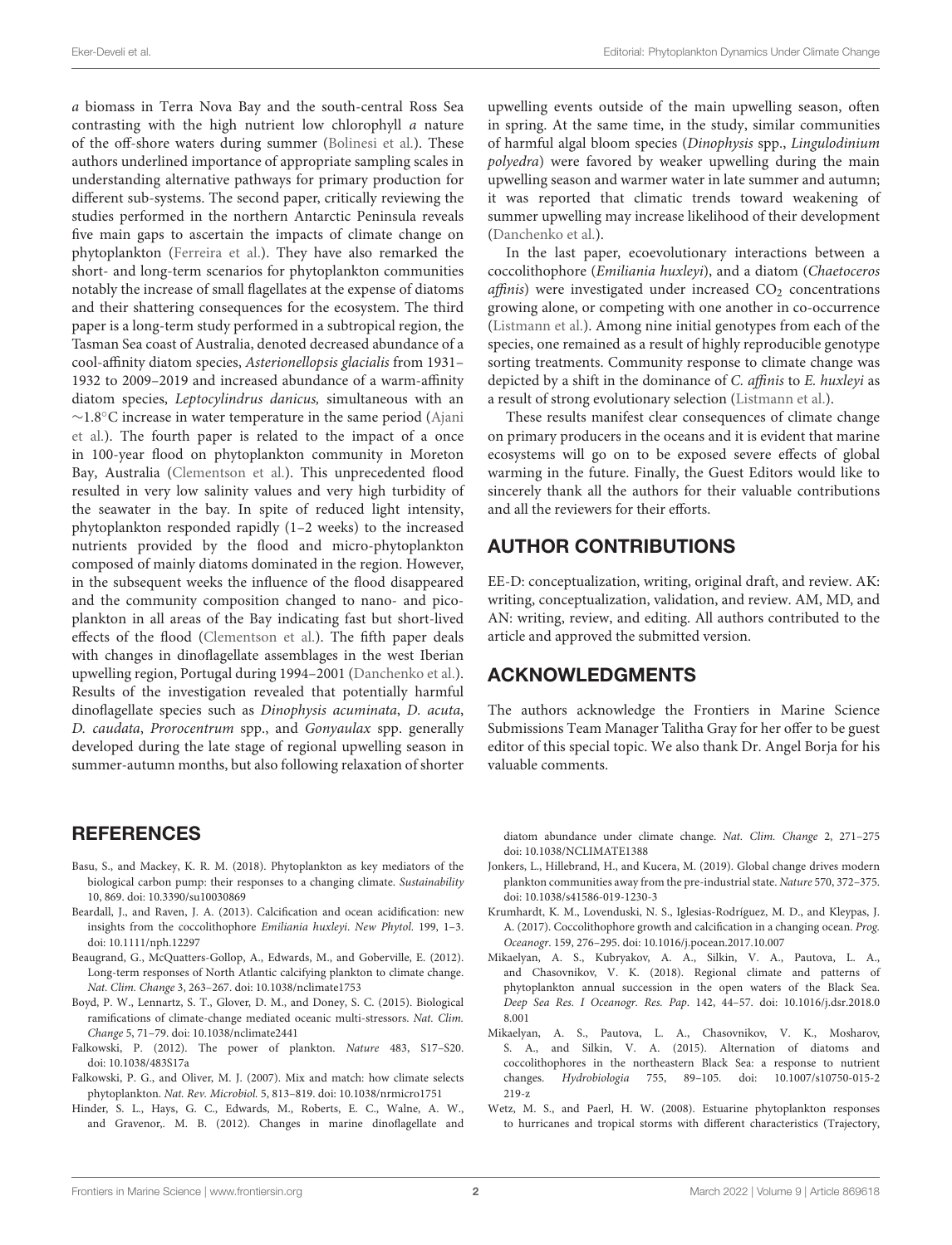*a* biomass in Terra Nova Bay and the south-central Ross Sea contrasting with the high nutrient low chlorophyll *a* nature of the off-shore waters during summer (Bolinesi et al.). These authors underlined importance of appropriate sampling scales in understanding alternative pathways for primary production for different sub-systems. The second paper, critically reviewing the studies performed in the northern Antarctic Peninsula reveals five main gaps to ascertain the impacts of climate change on phytoplankton (Ferreira et al.). They have also remarked the short- and long-term scenarios for phytoplankton communities notably the increase of small flagellates at the expense of diatoms and their shattering consequences for the ecosystem. The third paper is a long-term study performed in a subtropical region, the Tasman Sea coast of Australia, denoted decreased abundance of a cool-affinity diatom species, *Asterionellopsis glacialis* from 1931–1932 to 2009–2019 and increased abundance of a warm-affinity diatom species, *Leptocylindrus danicus,* simultaneous with an ~1.8°C increase in water temperature in the same period (Ajani et al.). The fourth paper is related to the impact of a once in 100-year flood on phytoplankton community in Moreton Bay, Australia (Clementson et al.). This unprecedented flood resulted in very low salinity values and very high turbidity of the seawater in the bay. In spite of reduced light intensity, phytoplankton responded rapidly (1–2 weeks) to the increased nutrients provided by the flood and micro-phytoplankton composed of mainly diatoms dominated in the region. However, in the subsequent weeks the influence of the flood disappeared and the community composition changed to nano- and pico-plankton in all areas of the Bay indicating fast but short-lived effects of the flood (Clementson et al.). The fifth paper deals with changes in dinoflagellate assemblages in the west Iberian upwelling region, Portugal during 1994–2001 (Danchenko et al.). Results of the investigation revealed that potentially harmful dinoflagellate species such as *Dinophysis acuminata*, *D. acuta*, *D. caudata*, *Prorocentrum* spp., and *Gonyaulax* spp. generally developed during the late stage of regional upwelling season in summer-autumn months, but also following relaxation of shorter upwelling events outside of the main upwelling season, often in spring. At the same time, in the study, similar communities of harmful algal bloom species (*Dinophysis* spp., *Lingulodinium polyedra*) were favored by weaker upwelling during the main upwelling season and warmer water in late summer and autumn; it was reported that climatic trends toward weakening of summer upwelling may increase likelihood of their development (Danchenko et al.).

In the last paper, ecoevolutionary interactions between a coccolithophore (*Emiliania huxleyi*), and a diatom (*Chaetoceros affinis*) were investigated under increased $CO_2$ concentrations growing alone, or competing with one another in co-occurrence (Listmann et al.). Among nine initial genotypes from each of the species, one remained as a result of highly reproducible genotype sorting treatments. Community response to climate change was depicted by a shift in the dominance of *C. affinis* to *E. huxleyi* as a result of strong evolutionary selection (Listmann et al.).

These results manifest clear consequences of climate change on primary producers in the oceans and it is evident that marine ecosystems will go on to be exposed severe effects of global warming in the future. Finally, the Guest Editors would like to sincerely thank all the authors for their valuable contributions and all the reviewers for their efforts.

## AUTHOR CONTRIBUTIONS

EE-D: conceptualization, writing, original draft, and review. AK: writing, conceptualization, validation, and review. AM, MD, and AN: writing, review, and editing. All authors contributed to the article and approved the submitted version.

## ACKNOWLEDGMENTS

The authors acknowledge the Frontiers in Marine Science Submissions Team Manager Talitha Gray for her offer to be guest editor of this special topic. We also thank Dr. Angel Borja for his valuable comments.

## REFERENCES

- Basu, S., and Mackey, K. R. M. (2018). Phytoplankton as key mediators of the biological carbon pump: their responses to a changing climate. *Sustainability* 10, 869. doi: 10.3390/su10030869
- Beardall, J., and Raven, J. A. (2013). Calcification and ocean acidification: new insights from the coccolithophore *Emiliania huxleyi*. *New Phytol.* 199, 1–3. doi: 10.1111/nph.12297
- Beaugrand, G., McQuatters-Gollop, A., Edwards, M., and Goberville, E. (2012). Long-term responses of North Atlantic calcifying plankton to climate change. *Nat. Clim. Change* 3, 263–267. doi: 10.1038/nclimate1753
- Boyd, P. W., Lennartz, S. T., Glover, D. M., and Doney, S. C. (2015). Biological ramifications of climate-change mediated oceanic multi-stressors. *Nat. Clim. Change* 5, 71–79. doi: 10.1038/nclimate2441
- Falkowski, P. (2012). The power of plankton. *Nature* 483, S17–S20. doi: 10.1038/483S17a
- Falkowski, P. G., and Oliver, M. J. (2007). Mix and match: how climate selects phytoplankton. *Nat. Rev. Microbiol.* 5, 813–819. doi: 10.1038/nrmicro1751
- Hinder, S. L., Hays, G. C., Edwards, M., Roberts, E. C., Walne, A. W., and Gravenor,. M. B. (2012). Changes in marine dinoflagellate and diatom abundance under climate change. *Nat. Clim. Change* 2, 271–275 doi: 10.1038/NCLIMATE1388
- Jonkers, L., Hillebrand, H., and Kucera, M. (2019). Global change drives modern plankton communities away from the pre-industrial state. *Nature* 570, 372–375. doi: 10.1038/s41586-019-1230-3
- Krumhardt, K. M., Lovenduski, N. S., Iglesias-Rodríguez, M. D., and Kleypas, J. A. (2017). Coccolithophore growth and calcification in a changing ocean. *Prog. Oceanogr.* 159, 276–295. doi: 10.1016/j.pocean.2017.10.007
- Mikaelyan, A. S., Kubryakov, A. A., Silkin, V. A., Pautova, L. A., and Chasovnikov, V. K. (2018). Regional climate and patterns of phytoplankton annual succession in the open waters of the Black Sea. *Deep Sea Res. I Oceanogr. Res. Pap.* 142, 44–57. doi: 10.1016/j.dsr.2018.08.001
- Mikaelyan, A. S., Pautova, L. A., Chasovnikov, V. K., Mosharov, S. A., and Silkin, V. A. (2015). Alternation of diatoms and coccolithophores in the northeastern Black Sea: a response to nutrient changes. *Hydrobiologia* 755, 89–105. doi: 10.1007/s10750-015-2219-z
- Wetz, M. S., and Paerl, H. W. (2008). Estuarine phytoplankton responses to hurricanes and tropical storms with different characteristics (Trajectory,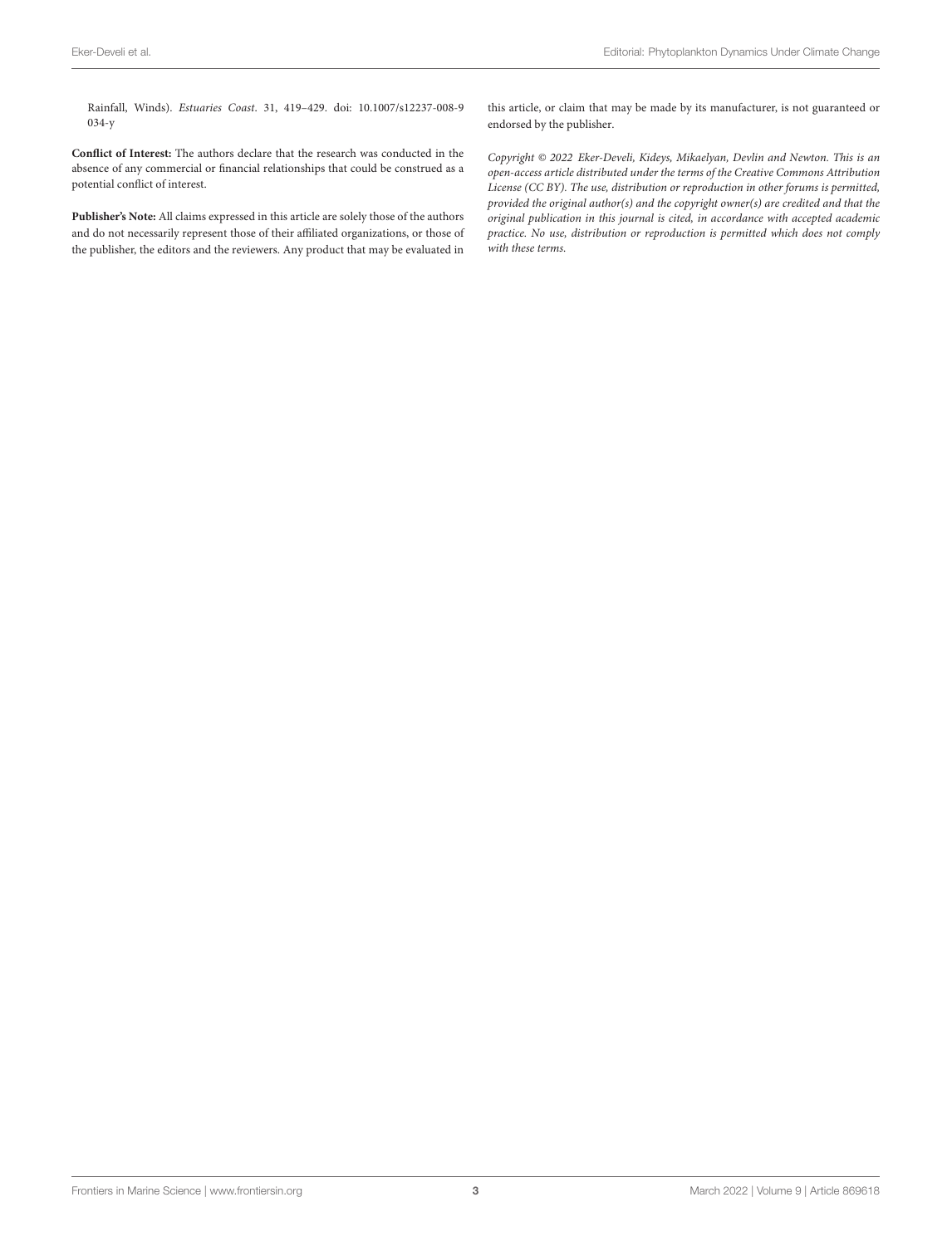Rainfall, Winds). *Estuaries Coast*. 31, 419–429. doi: 10.1007/s12237-008-9034-y

**Conflict of Interest:** The authors declare that the research was conducted in the absence of any commercial or financial relationships that could be construed as a potential conflict of interest.

**Publisher's Note:** All claims expressed in this article are solely those of the authors and do not necessarily represent those of their affiliated organizations, or those of the publisher, the editors and the reviewers. Any product that may be evaluated in this article, or claim that may be made by its manufacturer, is not guaranteed or endorsed by the publisher.

*Copyright © 2022 Eker-Develi, Kideys, Mikaelyan, Devlin and Newton. This is an open-access article distributed under the terms of the Creative Commons Attribution License (CC BY). The use, distribution or reproduction in other forums is permitted, provided the original author(s) and the copyright owner(s) are credited and that the original publication in this journal is cited, in accordance with accepted academic practice. No use, distribution or reproduction is permitted which does not comply with these terms.*